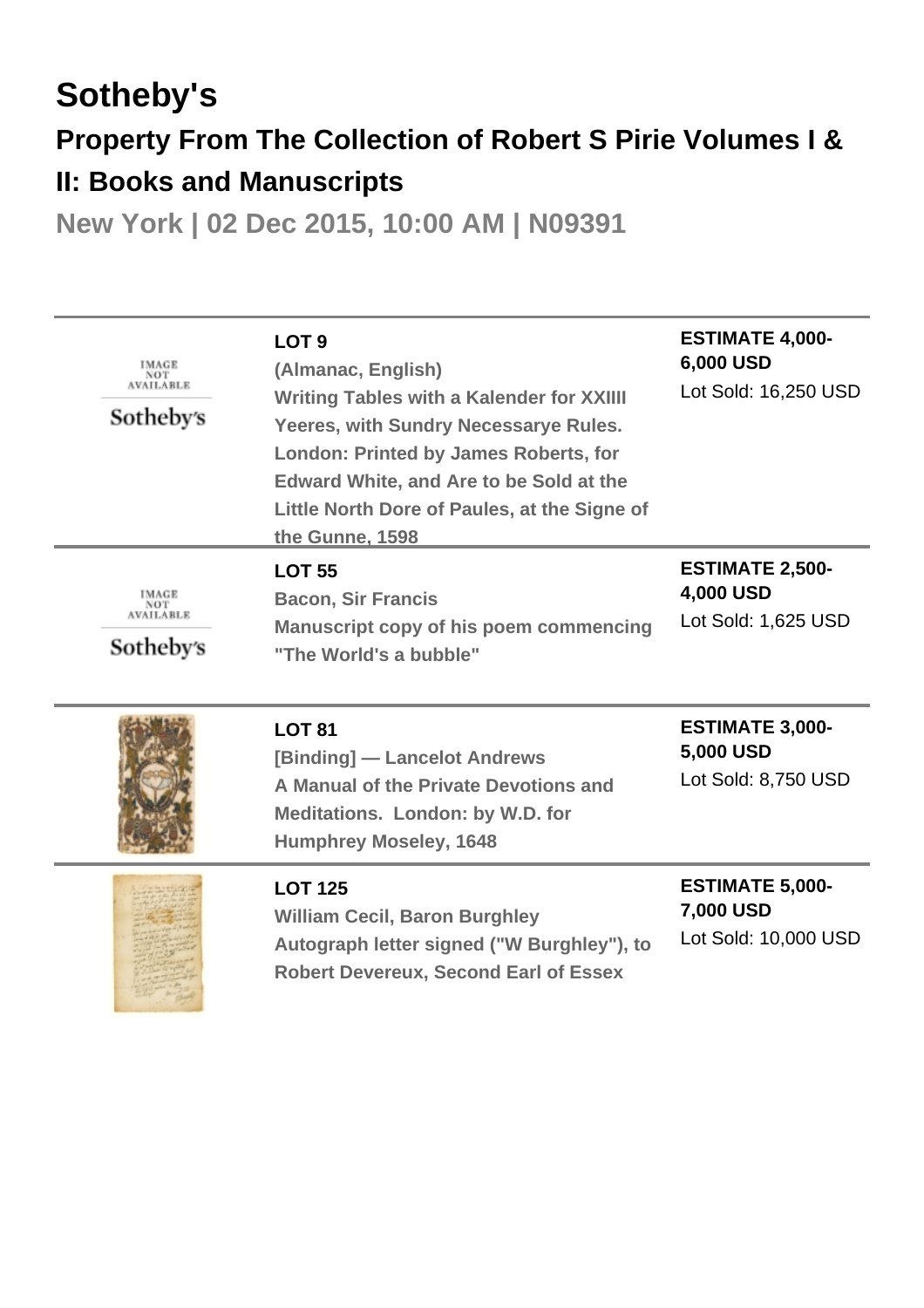# Sotheby's

## Property From The Collection of Robert S Pirie Volumes I & II: Books and Manuscripts

### New York | 02 Dec 2015, 10:00 AM | N09391

---

**LOT 9**

**(Almanac, English)**

**Writing Tables with a Kalender for XXIIII Yeeres, with Sundry Necessarye Rules. London: Printed by James Roberts, for Edward White, and Are to be Sold at the Little North Dore of Paules, at the Signe of the Gunne, 1598**

**ESTIMATE 4,000-6,000 USD**

Lot Sold: 16,250 USD

---

**LOT 55**

**Bacon, Sir Francis**

**Manuscript copy of his poem commencing "The World's a bubble"**

**ESTIMATE 2,500-4,000 USD**

Lot Sold: 1,625 USD

---

**LOT 81**

**[Binding] — Lancelot Andrews**

**A Manual of the Private Devotions and Meditations. London: by W.D. for Humphrey Moseley, 1648**

**ESTIMATE 3,000-5,000 USD**

Lot Sold: 8,750 USD

---

**LOT 125**

**William Cecil, Baron Burghley**

**Autograph letter signed ("W Burghley"), to Robert Devereux, Second Earl of Essex**

**ESTIMATE 5,000-7,000 USD**

Lot Sold: 10,000 USD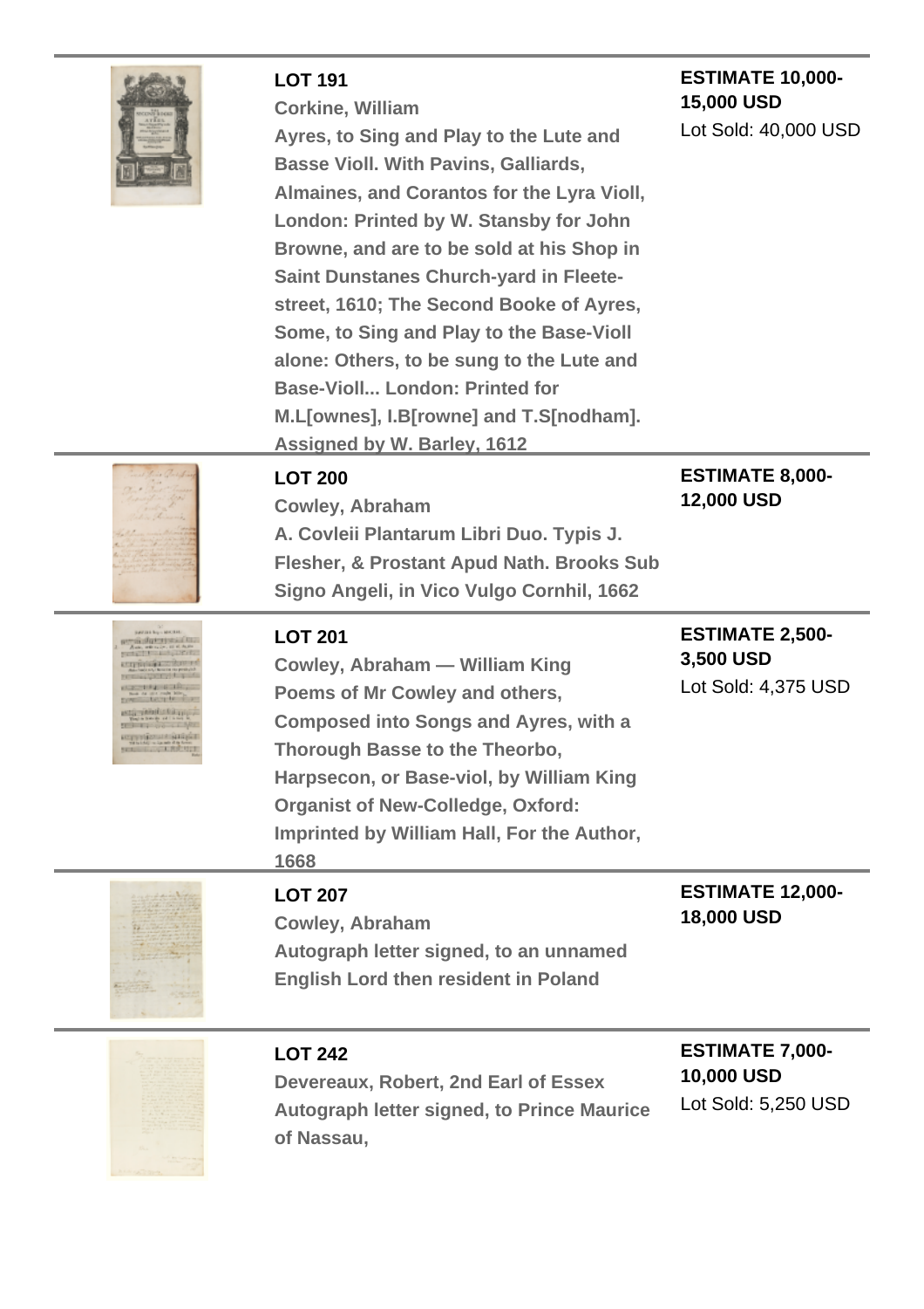### LOT 191

**Corkine, William**

**Ayres, to Sing and Play to the Lute and Basse Violl. With Pavins, Galliards, Almaines, and Corantos for the Lyra Violl, London: Printed by W. Stansby for John Browne, and are to be sold at his Shop in Saint Dunstanes Church-yard in Fleete-street, 1610; The Second Booke of Ayres, Some, to Sing and Play to the Base-Violl alone: Others, to be sung to the Lute and Base-Violl... London: Printed for M.L[ownes], I.B[rowne] and T.S[nodham]. Assigned by W. Barley, 1612**

**ESTIMATE 10,000-15,000 USD**

Lot Sold: 40,000 USD

---

### LOT 200

**Cowley, Abraham**

**A. Covleii Plantarum Libri Duo. Typis J. Flesher, & Prostant Apud Nath. Brooks Sub Signo Angeli, in Vico Vulgo Cornhil, 1662**

**ESTIMATE 8,000-12,000 USD**

---

### LOT 201

**Cowley, Abraham — William King**

**Poems of Mr Cowley and others, Composed into Songs and Ayres, with a Thorough Basse to the Theorbo, Harpsecon, or Base-viol, by William King Organist of New-Colledge, Oxford: Imprinted by William Hall, For the Author, 1668**

**ESTIMATE 2,500-3,500 USD**

Lot Sold: 4,375 USD

---

### LOT 207

**Cowley, Abraham**

**Autograph letter signed, to an unnamed English Lord then resident in Poland**

**ESTIMATE 12,000-18,000 USD**

---

### LOT 242

**Devereaux, Robert, 2nd Earl of Essex**

**Autograph letter signed, to Prince Maurice of Nassau,**

**ESTIMATE 7,000-10,000 USD**

Lot Sold: 5,250 USD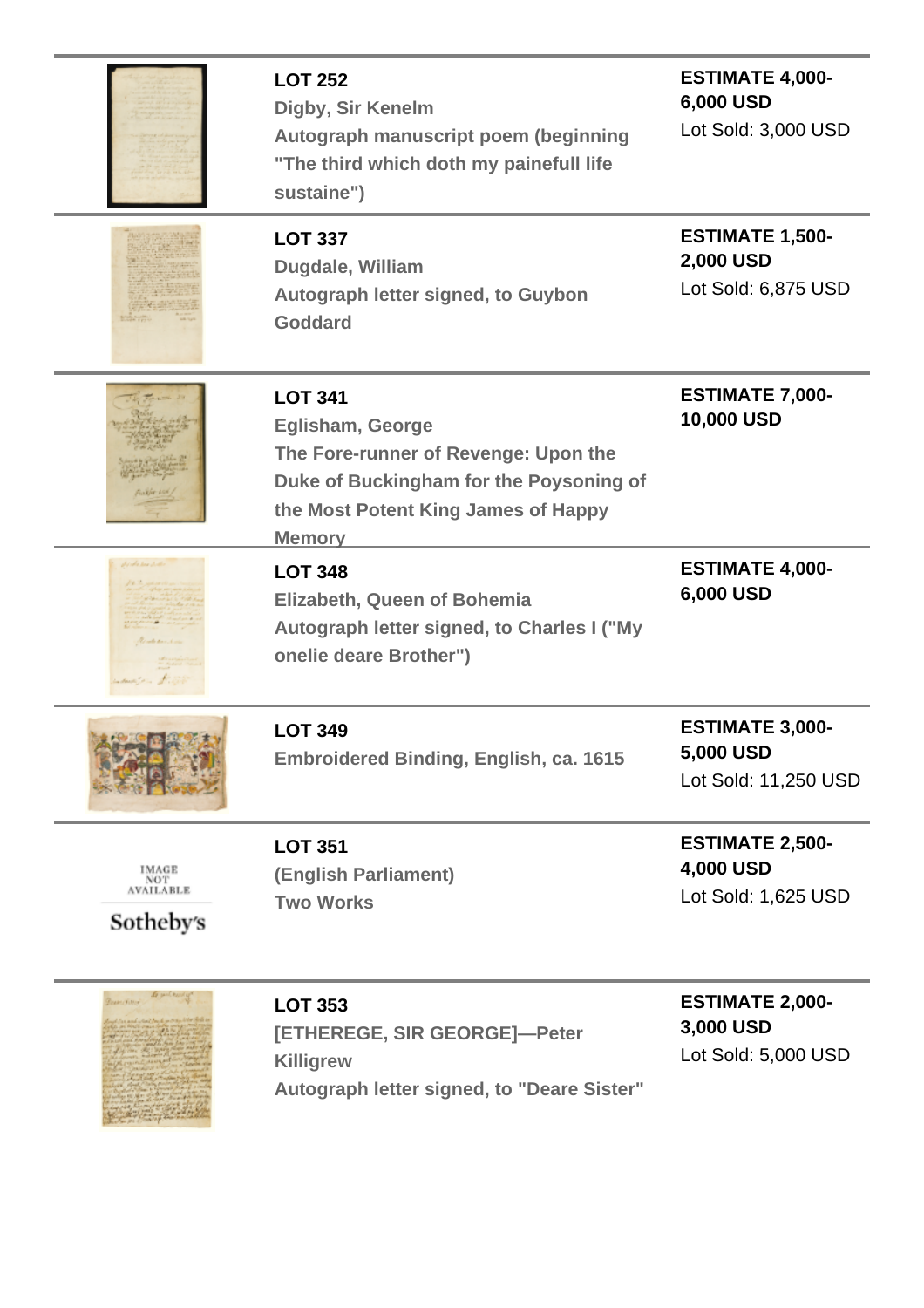| Lot | Description | Estimate |
| --- | --- | --- |
| **LOT 252** | **Digby, Sir Kenelm**<br>**Autograph manuscript poem (beginning "The third which doth my painefull life sustaine")** | **ESTIMATE 4,000-6,000 USD**<br>Lot Sold: 3,000 USD |
| **LOT 337** | **Dugdale, William**<br>**Autograph letter signed, to Guybon Goddard** | **ESTIMATE 1,500-2,000 USD**<br>Lot Sold: 6,875 USD |
| **LOT 341** | **Eglisham, George**<br>**The Fore-runner of Revenge: Upon the Duke of Buckingham for the Poysoning of the Most Potent King James of Happy Memory** | **ESTIMATE 7,000-10,000 USD** |
| **LOT 348** | **Elizabeth, Queen of Bohemia**<br>**Autograph letter signed, to Charles I ("My onelie deare Brother")** | **ESTIMATE 4,000-6,000 USD** |
| **LOT 349** | **Embroidered Binding, English, ca. 1615** | **ESTIMATE 3,000-5,000 USD**<br>Lot Sold: 11,250 USD |
| **LOT 351** | **(English Parliament)**<br>**Two Works** | **ESTIMATE 2,500-4,000 USD**<br>Lot Sold: 1,625 USD |
| **LOT 353** | **[ETHEREGE, SIR GEORGE]—Peter Killigrew**<br>**Autograph letter signed, to "Deare Sister"** | **ESTIMATE 2,000-3,000 USD**<br>Lot Sold: 5,000 USD |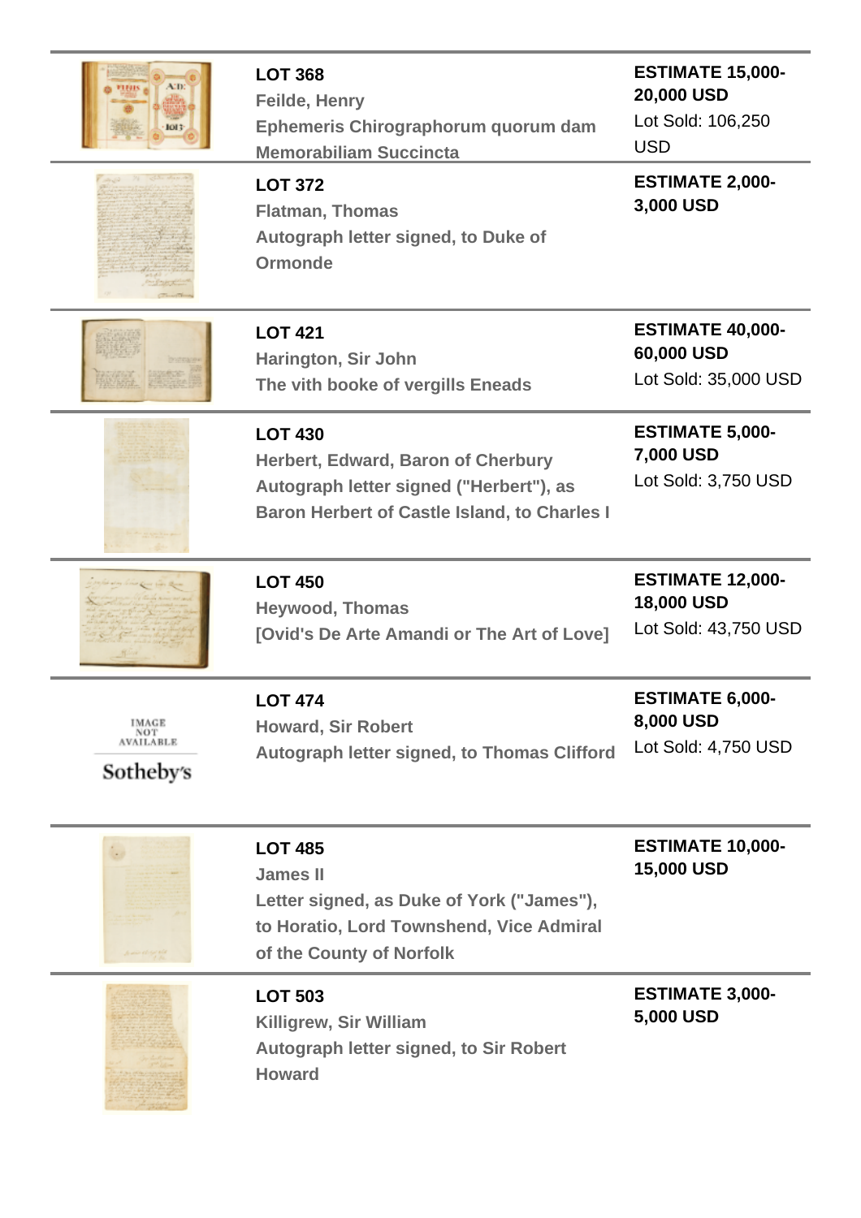| | | |
|---|---|---|
| | **LOT 368**<br>Feilde, Henry<br>Ephemeris Chirographorum quorum dam Memorabiliam Succincta | **ESTIMATE 15,000-20,000 USD**<br>Lot Sold: 106,250 USD |
| | **LOT 372**<br>Flatman, Thomas<br>Autograph letter signed, to Duke of Ormonde | **ESTIMATE 2,000-3,000 USD** |
| | **LOT 421**<br>Harington, Sir John<br>The vith booke of vergills Eneads | **ESTIMATE 40,000-60,000 USD**<br>Lot Sold: 35,000 USD |
| | **LOT 430**<br>Herbert, Edward, Baron of Cherbury<br>Autograph letter signed ("Herbert"), as Baron Herbert of Castle Island, to Charles I | **ESTIMATE 5,000-7,000 USD**<br>Lot Sold: 3,750 USD |
| | **LOT 450**<br>Heywood, Thomas<br>[Ovid's De Arte Amandi or The Art of Love] | **ESTIMATE 12,000-18,000 USD**<br>Lot Sold: 43,750 USD |
| IMAGE NOT AVAILABLE<br>Sotheby's | **LOT 474**<br>Howard, Sir Robert<br>Autograph letter signed, to Thomas Clifford | **ESTIMATE 6,000-8,000 USD**<br>Lot Sold: 4,750 USD |
| | **LOT 485**<br>James II<br>Letter signed, as Duke of York ("James"), to Horatio, Lord Townshend, Vice Admiral of the County of Norfolk | **ESTIMATE 10,000-15,000 USD** |
| | **LOT 503**<br>Killigrew, Sir William<br>Autograph letter signed, to Sir Robert Howard | **ESTIMATE 3,000-5,000 USD** |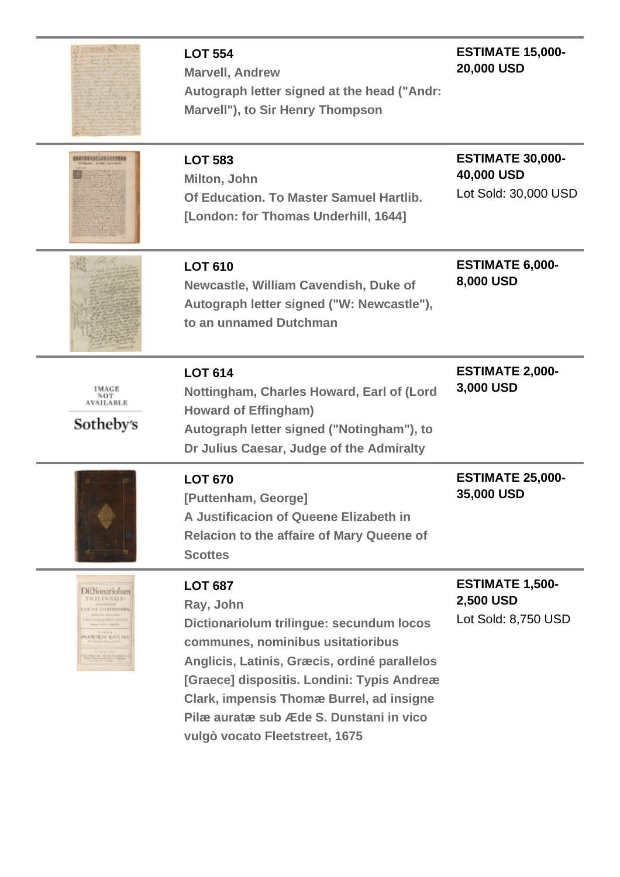**LOT 554**
Marvell, Andrew
Autograph letter signed at the head ("Andr: Marvell"), to Sir Henry Thompson

**ESTIMATE 15,000-20,000 USD**

---

**LOT 583**
Milton, John
Of Education. To Master Samuel Hartlib. [London: for Thomas Underhill, 1644]

**ESTIMATE 30,000-40,000 USD**
Lot Sold: 30,000 USD

---

**LOT 610**
Newcastle, William Cavendish, Duke of
Autograph letter signed ("W: Newcastle"), to an unnamed Dutchman

**ESTIMATE 6,000-8,000 USD**

---

IMAGE NOT AVAILABLE
Sotheby's

**LOT 614**
Nottingham, Charles Howard, Earl of (Lord Howard of Effingham)
Autograph letter signed ("Notingham"), to Dr Julius Caesar, Judge of the Admiralty

**ESTIMATE 2,000-3,000 USD**

---

**LOT 670**
[Puttenham, George]
A Justificacion of Queene Elizabeth in Relacion to the affaire of Mary Queene of Scottes

**ESTIMATE 25,000-35,000 USD**

---

**LOT 687**
Ray, John
Dictionariolum trilingue: secundum locos communes, nominibus usitatioribus Anglicis, Latinis, Græcis, ordiné parallelos [Graece] dispositis. Londini: Typis Andreæ Clark, impensis Thomæ Burrel, ad insigne Pilæ auratæ sub Æde S. Dunstani in vico vulgò vocato Fleetstreet, 1675

**ESTIMATE 1,500-2,500 USD**
Lot Sold: 8,750 USD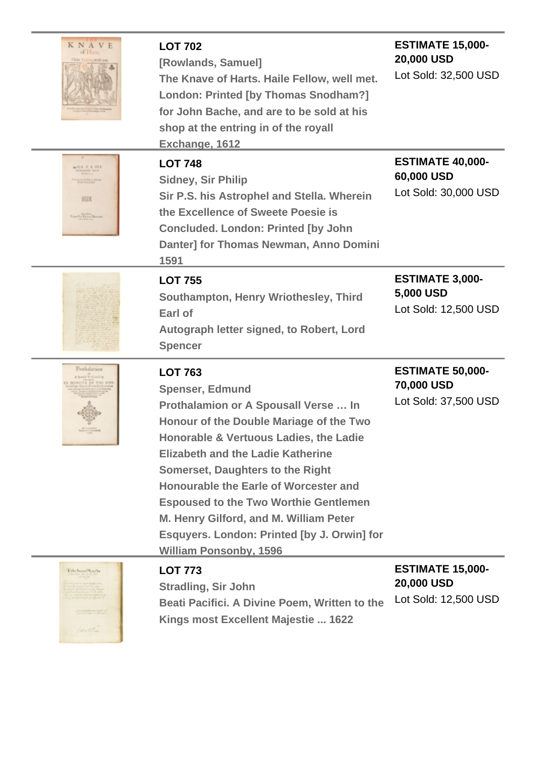**LOT 702**
**[Rowlands, Samuel]**
**The Knave of Harts. Haile Fellow, well met. London: Printed [by Thomas Snodham?] for John Bache, and are to be sold at his shop at the entring in of the royall Exchange, 1612**

**ESTIMATE 15,000-20,000 USD**
Lot Sold: 32,500 USD

---

**LOT 748**
**Sidney, Sir Philip**
**Sir P.S. his Astrophel and Stella. Wherein the Excellence of Sweete Poesie is Concluded. London: Printed [by John Danter] for Thomas Newman, Anno Domini 1591**

**ESTIMATE 40,000-60,000 USD**
Lot Sold: 30,000 USD

---

**LOT 755**
**Southampton, Henry Wriothesley, Third Earl of**
**Autograph letter signed, to Robert, Lord Spencer**

**ESTIMATE 3,000-5,000 USD**
Lot Sold: 12,500 USD

---

**LOT 763**
**Spenser, Edmund**
**Prothalamion or A Spousall Verse … In Honour of the Double Mariage of the Two Honorable & Vertuous Ladies, the Ladie Elizabeth and the Ladie Katherine Somerset, Daughters to the Right Honourable the Earle of Worcester and Espoused to the Two Worthie Gentlemen M. Henry Gilford, and M. William Peter Esquyers. London: Printed [by J. Orwin] for William Ponsonby, 1596**

**ESTIMATE 50,000-70,000 USD**
Lot Sold: 37,500 USD

---

**LOT 773**
**Stradling, Sir John**
**Beati Pacifici. A Divine Poem, Written to the Kings most Excellent Majestie ... 1622**

**ESTIMATE 15,000-20,000 USD**
Lot Sold: 12,500 USD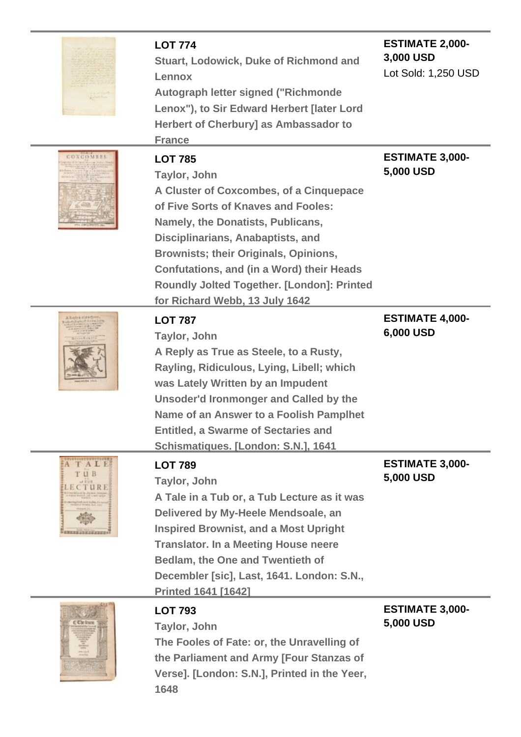**LOT 774**

**Stuart, Lodowick, Duke of Richmond and Lennox**

**Autograph letter signed ("Richmonde Lenox"), to Sir Edward Herbert [later Lord Herbert of Cherbury] as Ambassador to France**

**ESTIMATE 2,000-3,000 USD**

Lot Sold: 1,250 USD

---

**LOT 785**

**Taylor, John**

**A Cluster of Coxcombes, of a Cinquepace of Five Sorts of Knaves and Fooles: Namely, the Donatists, Publicans, Disciplinarians, Anabaptists, and Brownists; their Originals, Opinions, Confutations, and (in a Word) their Heads Roundly Jolted Together. [London]: Printed for Richard Webb, 13 July 1642**

**ESTIMATE 3,000-5,000 USD**

---

**LOT 787**

**Taylor, John**

**A Reply as True as Steele, to a Rusty, Rayling, Ridiculous, Lying, Libell; which was Lately Written by an Impudent Unsoder'd Ironmonger and Called by the Name of an Answer to a Foolish Pamplhet Entitled, a Swarme of Sectaries and Schismatiques. [London: S.N.], 1641**

**ESTIMATE 4,000-6,000 USD**

---

**LOT 789**

**Taylor, John**

**A Tale in a Tub or, a Tub Lecture as it was Delivered by My-Heele Mendsoale, an Inspired Brownist, and a Most Upright Translator. In a Meeting House neere Bedlam, the One and Twentieth of December [sic], Last, 1641. London: S.N., Printed 1641 [1642]**

**ESTIMATE 3,000-5,000 USD**

---

**LOT 793**

**Taylor, John**

**The Fooles of Fate: or, the Unravelling of the Parliament and Army [Four Stanzas of Verse]. [London: S.N.], Printed in the Yeer, 1648**

**ESTIMATE 3,000-5,000 USD**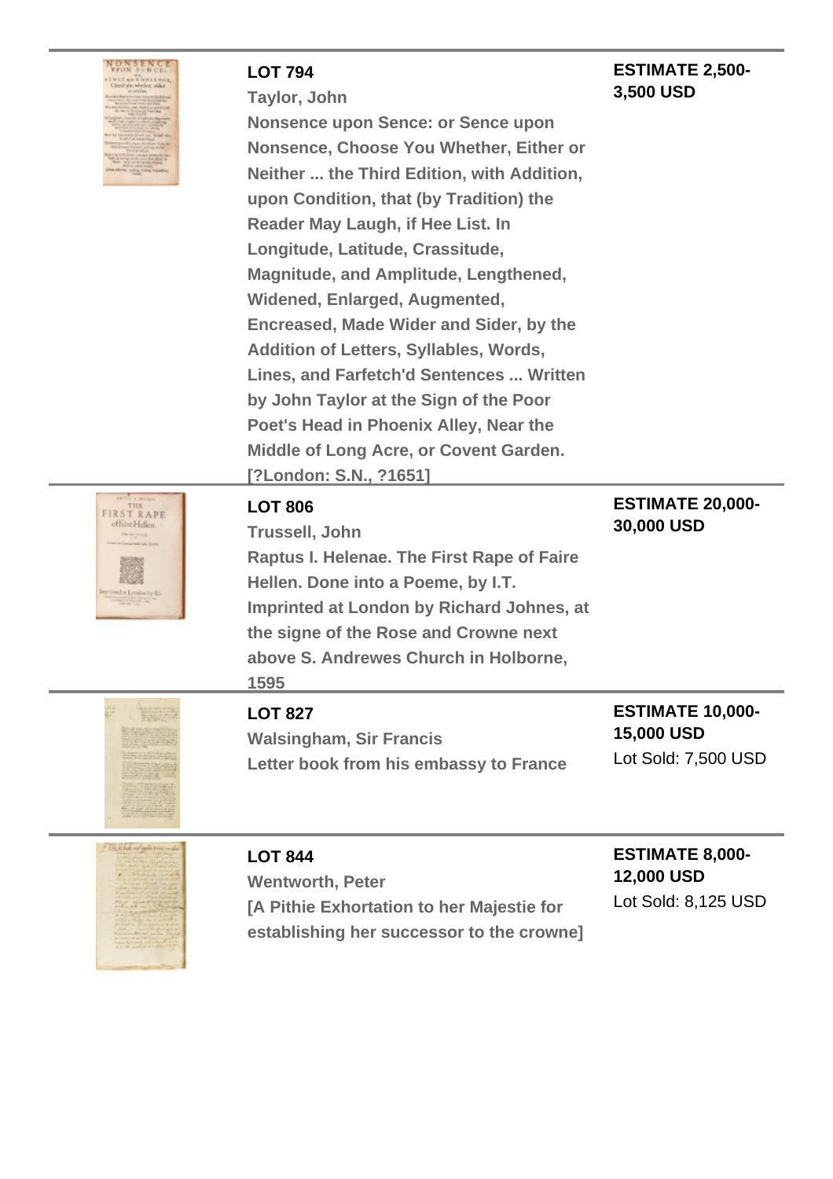**LOT 794**
**Taylor, John**
**Nonsense upon Sence: or Sence upon Nonsense, Choose You Whether, Either or Neither ... the Third Edition, with Addition, upon Condition, that (by Tradition) the Reader May Laugh, if Hee List. In Longitude, Latitude, Crassitude, Magnitude, and Amplitude, Lengthened, Widened, Enlarged, Augmented, Encreased, Made Wider and Sider, by the Addition of Letters, Syllables, Words, Lines, and Farfetch'd Sentences ... Written by John Taylor at the Sign of the Poor Poet's Head in Phoenix Alley, Near the Middle of Long Acre, or Covent Garden. [?London: S.N., ?1651]**

**ESTIMATE 2,500-3,500 USD**

---

**LOT 806**
**Trussell, John**
**Raptus I. Helenae. The First Rape of Faire Hellen. Done into a Poeme, by I.T. Imprinted at London by Richard Johnes, at the signe of the Rose and Crowne next above S. Andrewes Church in Holborne, 1595**

**ESTIMATE 20,000-30,000 USD**

---

**LOT 827**
**Walsingham, Sir Francis**
**Letter book from his embassy to France**

**ESTIMATE 10,000-15,000 USD**
Lot Sold: 7,500 USD

---

**LOT 844**
**Wentworth, Peter**
**[A Pithie Exhortation to her Majestie for establishing her successor to the crowne]**

**ESTIMATE 8,000-12,000 USD**
Lot Sold: 8,125 USD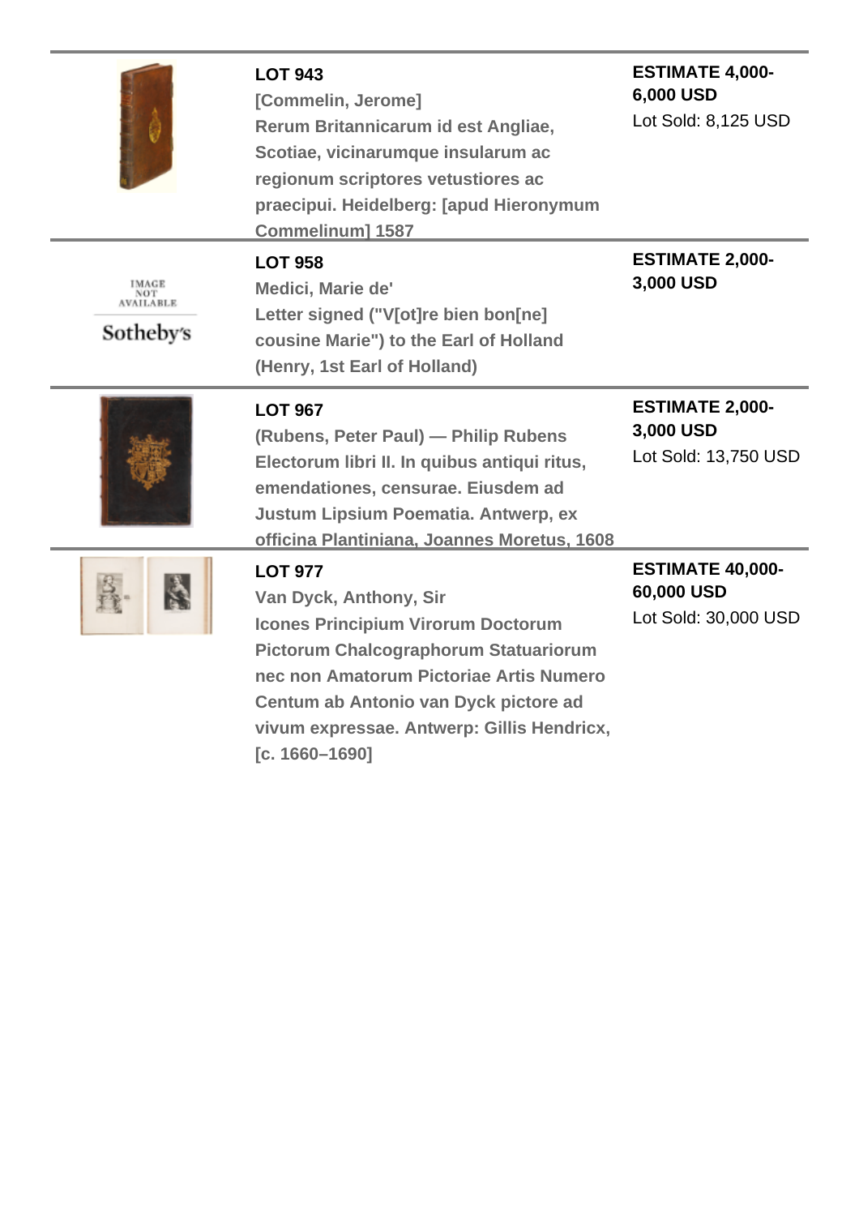**LOT 943**

[Commelin, Jerome]

Rerum Britannicarum id est Angliae, Scotiae, vicinarumque insularum ac regionum scriptores vetustiores ac praecipui. Heidelberg: [apud Hieronymum Commelinum] 1587

**ESTIMATE 4,000-6,000 USD**

Lot Sold: 8,125 USD

---

**LOT 958**

Medici, Marie de'

Letter signed ("V[ot]re bien bon[ne] cousine Marie") to the Earl of Holland (Henry, 1st Earl of Holland)

**ESTIMATE 2,000-3,000 USD**

---

**LOT 967**

(Rubens, Peter Paul) — Philip Rubens

Electorum libri II. In quibus antiqui ritus, emendationes, censurae. Eiusdem ad Justum Lipsium Poemata. Antwerp, ex officina Plantiniana, Joannes Moretus, 1608

**ESTIMATE 2,000-3,000 USD**

Lot Sold: 13,750 USD

---

**LOT 977**

Van Dyck, Anthony, Sir

Icones Principium Virorum Doctorum Pictorum Chalcographorum Statuariorum nec non Amatorum Pictoriae Artis Numero Centum ab Antonio van Dyck pictore ad vivum expressae. Antwerp: Gillis Hendricx, [c. 1660–1690]

**ESTIMATE 40,000-60,000 USD**

Lot Sold: 30,000 USD